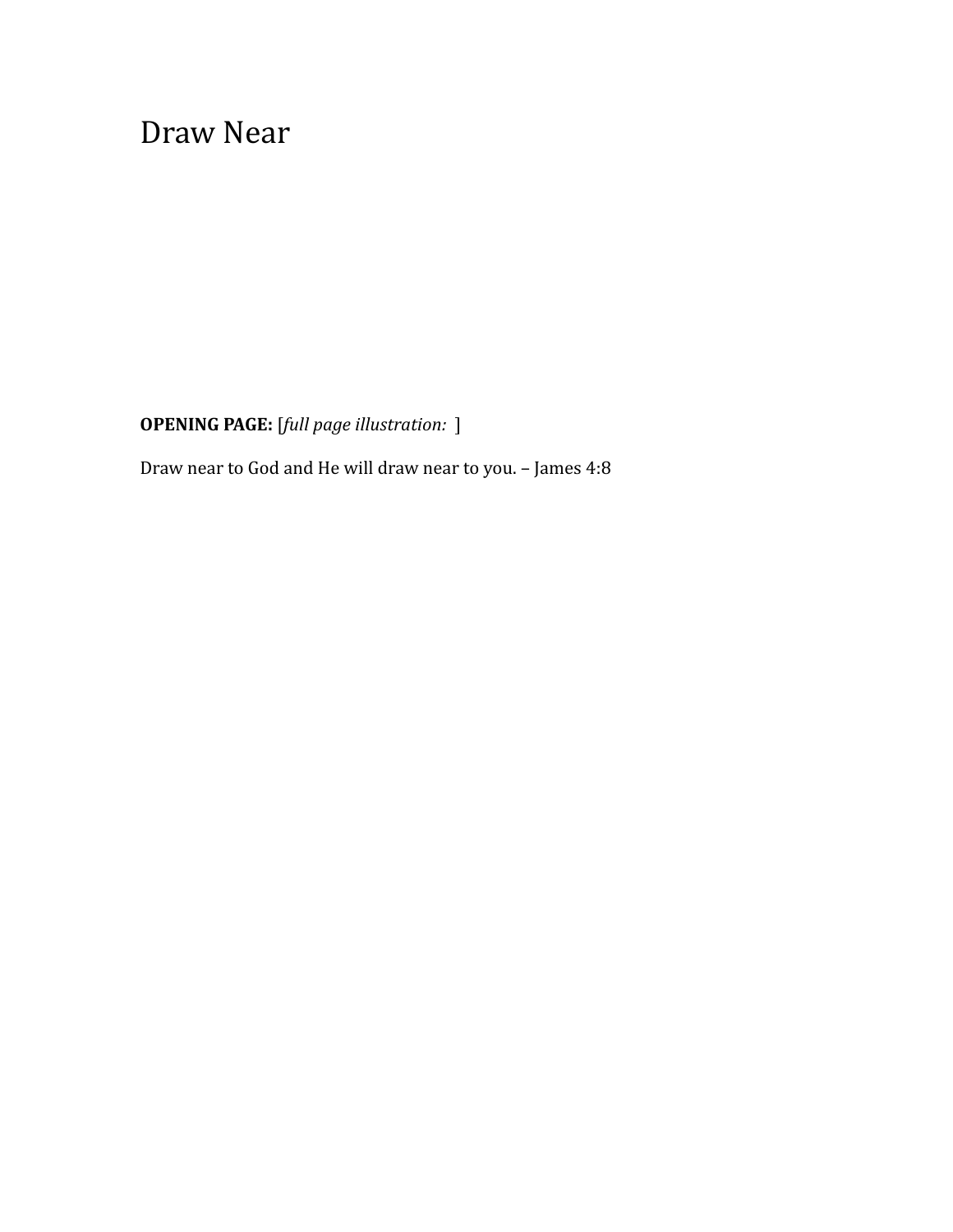# Draw Near

**OPENING PAGE:** [*full page illustration:* ]

Draw near to God and He will draw near to you. – James 4:8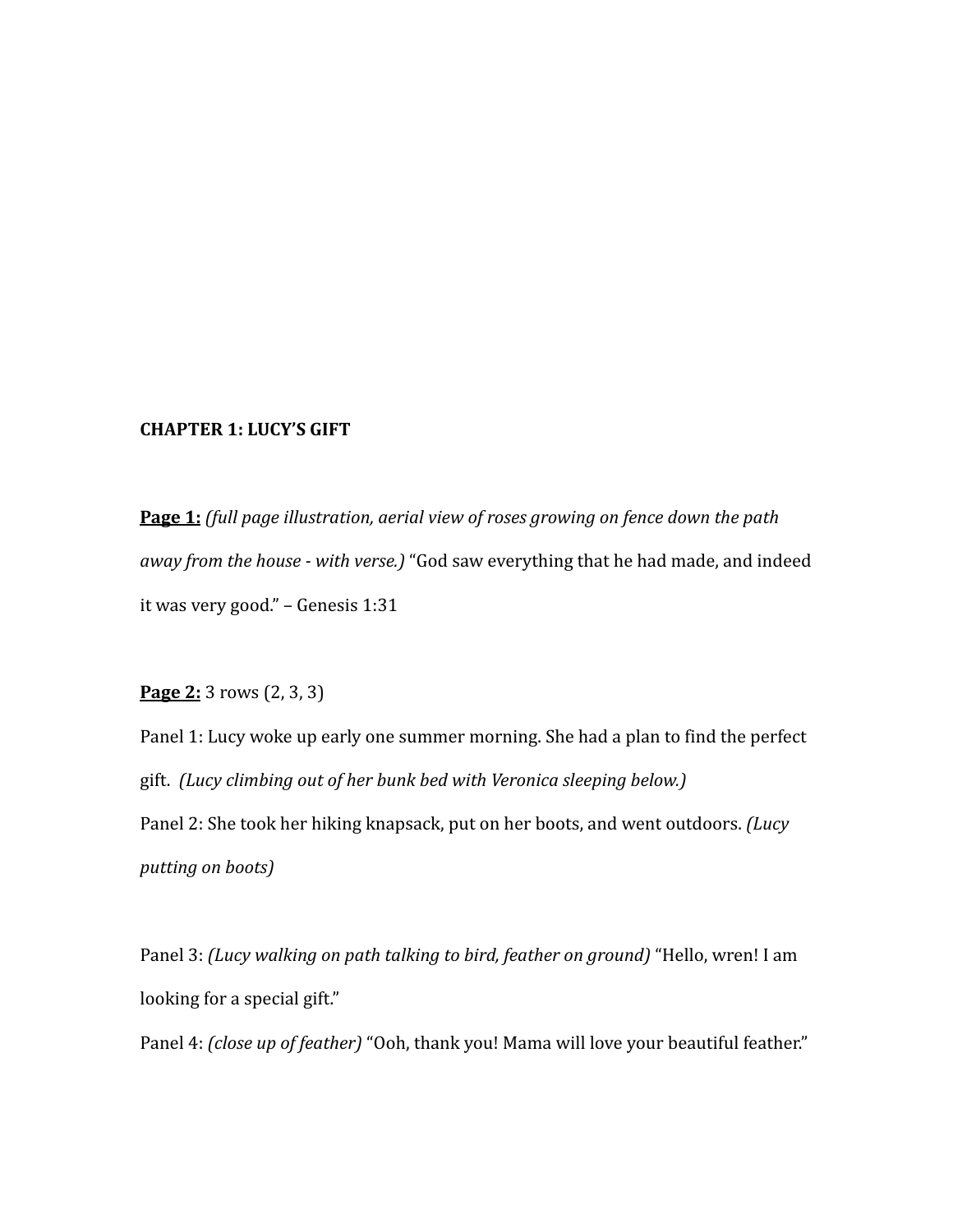**CHAPTER 1: LUCY'S GIFT**

**<u>Page 1:</u>** *(full page illustration, aerial view of roses growing on fence down the path away from the house - with verse.)* "God saw everything that he had made, and indeed it was very good." – Genesis 1:31

**<u>Page 2:</u>** 3 rows (2, 3, 3)

Panel 1: Lucy woke up early one summer morning. She had a plan to find the perfect gift. *(Lucy climbing out of her bunk bed with Veronica sleeping below.)*

Panel 2: She took her hiking knapsack, put on her boots, and went outdoors. *(Lucy putting on boots)*

Panel 3: *(Lucy walking on path talking to bird, feather on ground)* "Hello, wren! I am looking for a special gift."

Panel 4: *(close up of feather)* "Ooh, thank you! Mama will love your beautiful feather."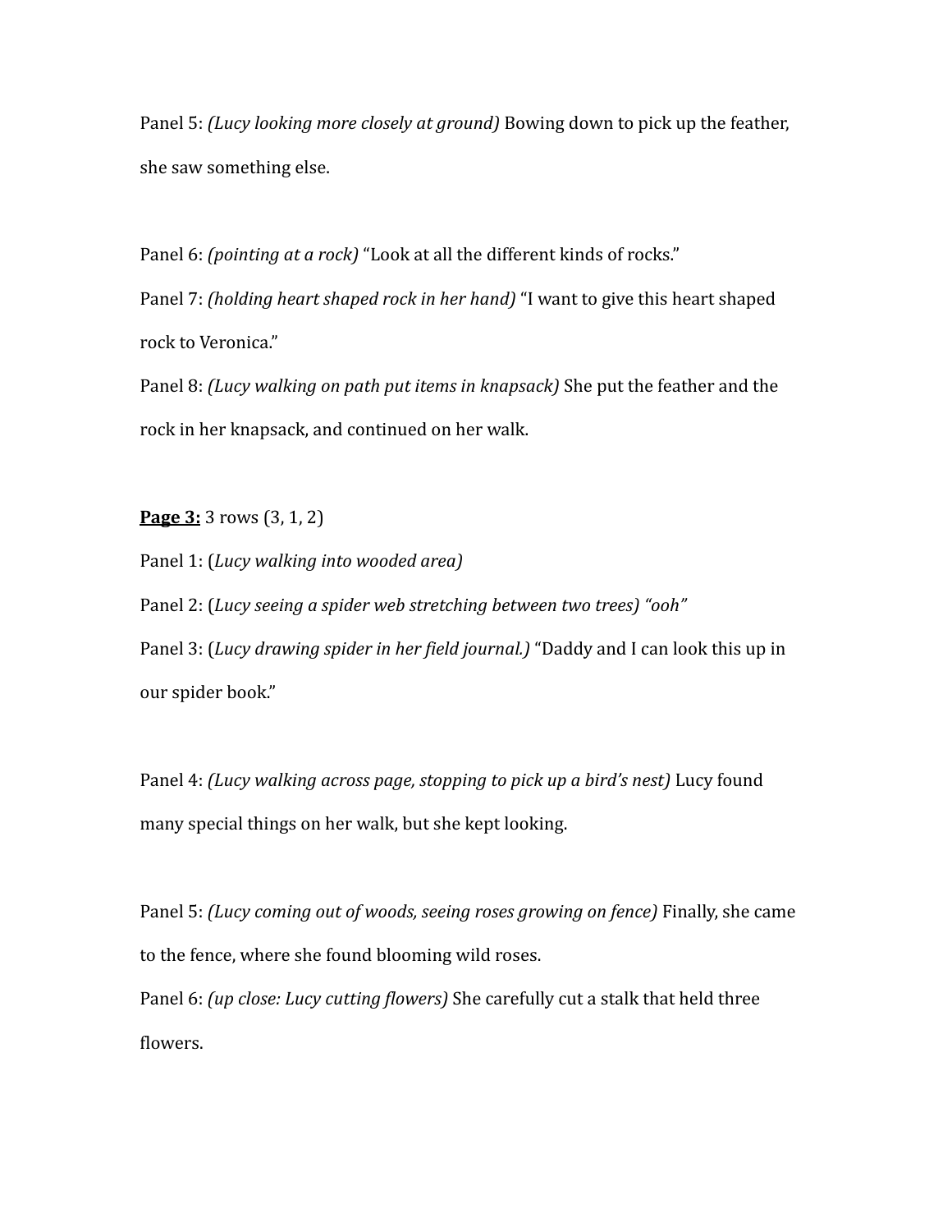Panel 5: *(Lucy looking more closely at ground)* Bowing down to pick up the feather, she saw something else.

Panel 6: *(pointing at a rock)* “Look at all the different kinds of rocks.”

Panel 7: *(holding heart shaped rock in her hand)* “I want to give this heart shaped rock to Veronica.”

Panel 8: *(Lucy walking on path put items in knapsack)* She put the feather and the rock in her knapsack, and continued on her walk.

**<u>Page 3:</u>** 3 rows (3, 1, 2)

Panel 1: (*Lucy walking into wooded area)*

Panel 2: (*Lucy seeing a spider web stretching between two trees) “ooh”*

Panel 3: (*Lucy drawing spider in her field journal.)* “Daddy and I can look this up in our spider book.”

Panel 4: *(Lucy walking across page, stopping to pick up a bird’s nest)* Lucy found many special things on her walk, but she kept looking.

Panel 5: *(Lucy coming out of woods, seeing roses growing on fence)* Finally, she came to the fence, where she found blooming wild roses.

Panel 6: *(up close: Lucy cutting flowers)* She carefully cut a stalk that held three flowers.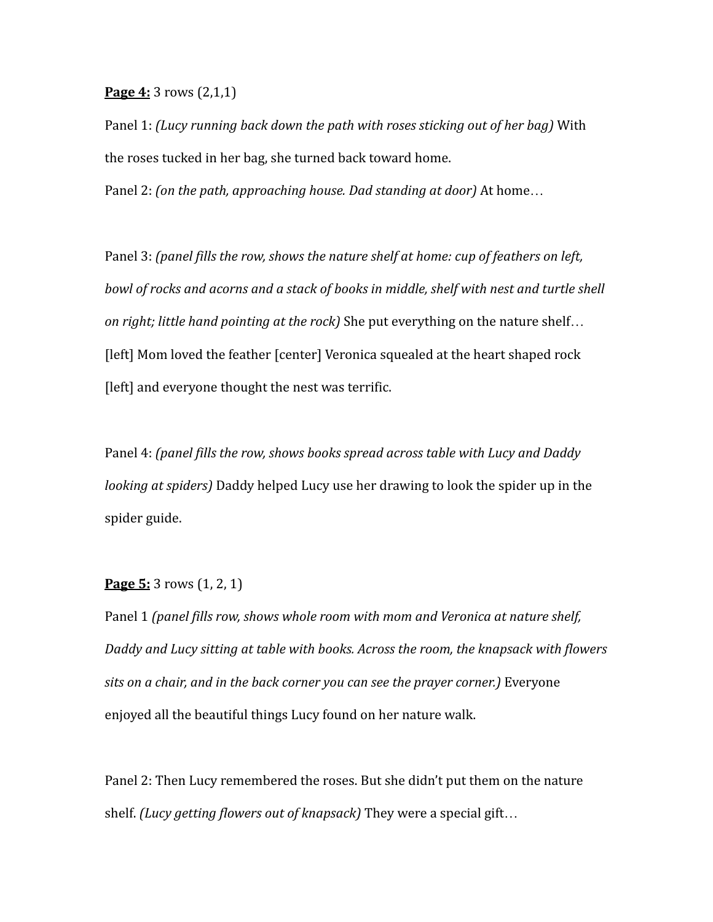**<u>Page 4:</u>** 3 rows (2,1,1)

Panel 1: *(Lucy running back down the path with roses sticking out of her bag)* With the roses tucked in her bag, she turned back toward home.

Panel 2: *(on the path, approaching house. Dad standing at door)* At home…

Panel 3: *(panel fills the row, shows the nature shelf at home: cup of feathers on left, bowl of rocks and acorns and a stack of books in middle, shelf with nest and turtle shell on right; little hand pointing at the rock)* She put everything on the nature shelf… [left] Mom loved the feather [center] Veronica squealed at the heart shaped rock [left] and everyone thought the nest was terrific.

Panel 4: *(panel fills the row, shows books spread across table with Lucy and Daddy looking at spiders)* Daddy helped Lucy use her drawing to look the spider up in the spider guide.

**<u>Page 5:</u>** 3 rows (1, 2, 1)

Panel 1 *(panel fills row, shows whole room with mom and Veronica at nature shelf, Daddy and Lucy sitting at table with books. Across the room, the knapsack with flowers sits on a chair, and in the back corner you can see the prayer corner.)* Everyone enjoyed all the beautiful things Lucy found on her nature walk.

Panel 2: Then Lucy remembered the roses. But she didn't put them on the nature shelf. *(Lucy getting flowers out of knapsack)* They were a special gift…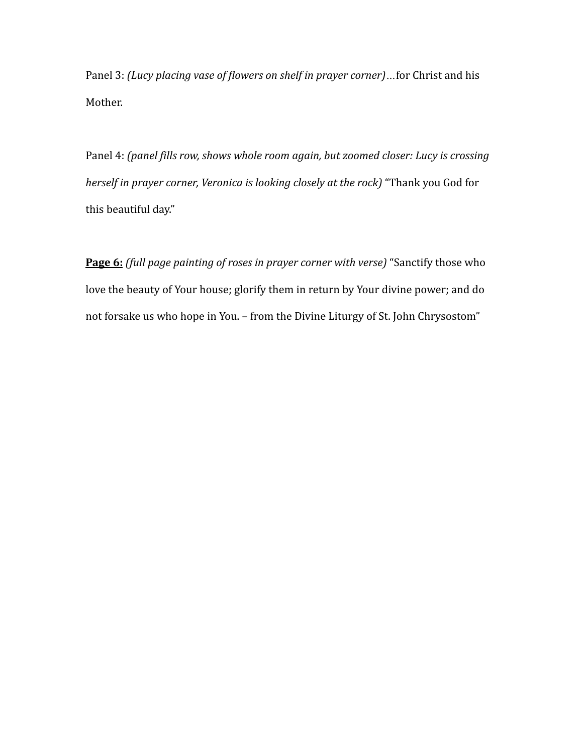Panel 3: *(Lucy placing vase of flowers on shelf in prayer corner)*…for Christ and his Mother.

Panel 4: *(panel fills row, shows whole room again, but zoomed closer: Lucy is crossing herself in prayer corner, Veronica is looking closely at the rock)* “Thank you God for this beautiful day.”

<u>**Page 6:**</u> *(full page painting of roses in prayer corner with verse)* “Sanctify those who love the beauty of Your house; glorify them in return by Your divine power; and do not forsake us who hope in You. – from the Divine Liturgy of St. John Chrysostom”